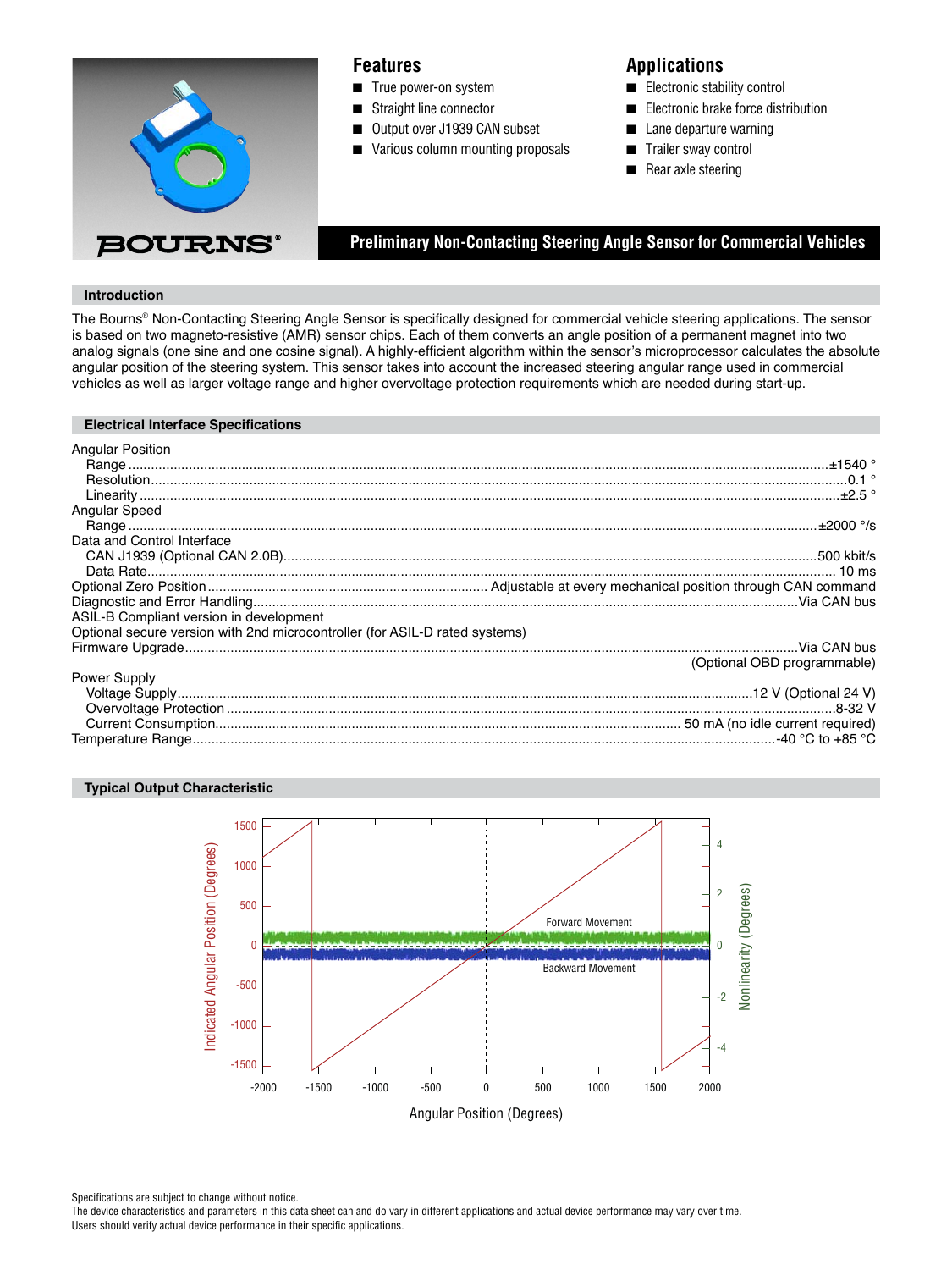## Features

- True power-on system
- Straight line connector
- Output over J1939 CAN subset
- Various column mounting proposals

## Applications

- Electronic stability control
- Electronic brake force distribution
- Lane departure warning
- Trailer sway control
- Rear axle steering

# Preliminary Non-Contacting Steering Angle Sensor for Commercial Vehicles

## Introduction

The Bourns® Non-Contacting Steering Angle Sensor is specifically designed for commercial vehicle steering applications. The sensor is based on two magneto-resistive (AMR) sensor chips. Each of them converts an angle position of a permanent magnet into two analog signals (one sine and one cosine signal). A highly-efficient algorithm within the sensor's microprocessor calculates the absolute angular position of the steering system. This sensor takes into account the increased steering angular range used in commercial vehicles as well as larger voltage range and higher overvoltage protection requirements which are needed during start-up.

## Electrical Interface Specifications

Angular Position
- Range ........ ±1540 °
- Resolution ........ 0.1 °
- Linearity ........ ±2.5 °

Angular Speed
- Range ........ ±2000 °/s

Data and Control Interface
- CAN J1939 (Optional CAN 2.0B) ........ 500 kbit/s
- Data Rate ........ 10 ms

Optional Zero Position ........ Adjustable at every mechanical position through CAN command

Diagnostic and Error Handling ........ Via CAN bus

ASIL-B Compliant version in development

Optional secure version with 2nd microcontroller (for ASIL-D rated systems)

Firmware Upgrade ........ Via CAN bus (Optional OBD programmable)

Power Supply
- Voltage Supply ........ 12 V (Optional 24 V)
- Overvoltage Protection ........ 8-32 V
- Current Consumption ........ 50 mA (no idle current required)

Temperature Range ........ -40 °C to +85 °C

## Typical Output Characteristic

Specifications are subject to change without notice.
The device characteristics and parameters in this data sheet can and do vary in different applications and actual device performance may vary over time.
Users should verify actual device performance in their specific applications.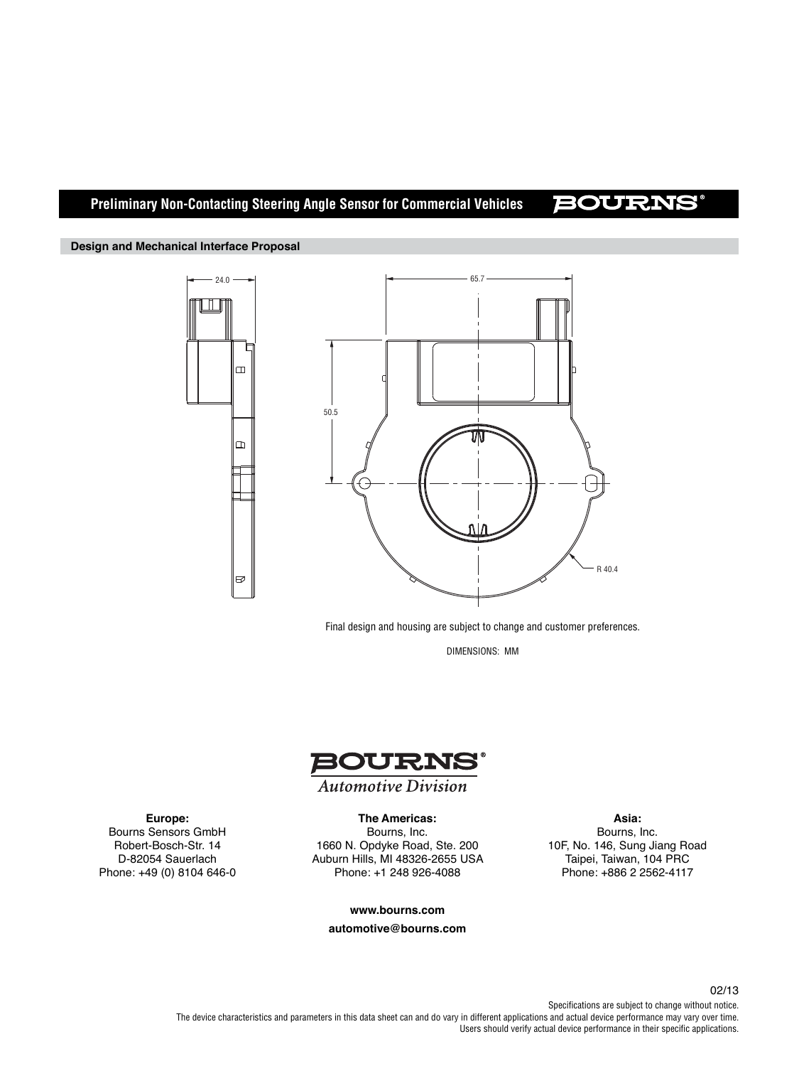## Design and Mechanical Interface Proposal

24.0

65.7

50.5

R 40.4

Final design and housing are subject to change and customer preferences.

DIMENSIONS: MM

BOURNS®

*Automotive Division*

**Europe:**
Bourns Sensors GmbH
Robert-Bosch-Str. 14
D-82054 Sauerlach
Phone: +49 (0) 8104 646-0

**The Americas:**
Bourns, Inc.
1660 N. Opdyke Road, Ste. 200
Auburn Hills, MI 48326-2655 USA
Phone: +1 248 926-4088

**Asia:**
Bourns, Inc.
10F, No. 146, Sung Jiang Road
Taipei, Taiwan, 104 PRC
Phone: +886 2 2562-4117

**www.bourns.com**

**automotive@bourns.com**

02/13

Specifications are subject to change without notice.
The device characteristics and parameters in this data sheet can and do vary in different applications and actual device performance may vary over time.
Users should verify actual device performance in their specific applications.